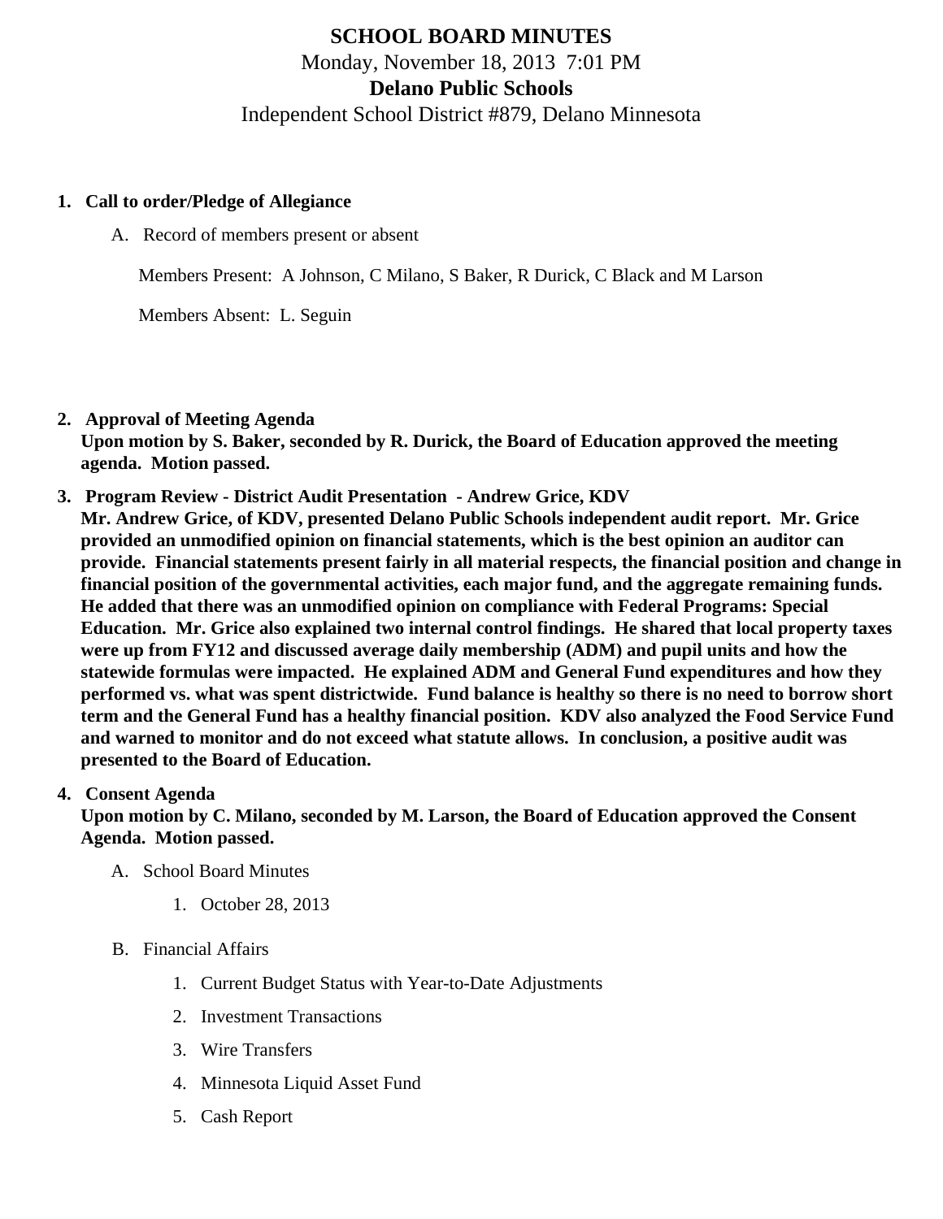# SCHOOL BOARD MINUTES

Monday, November 18, 2013 7:01 PM

**Delano Public Schools**

Independent School District #879, Delano Minnesota

1. **Call to order/Pledge of Allegiance**

   A. Record of members present or absent

   Members Present: A Johnson, C Milano, S Baker, R Durick, C Black and M Larson

   Members Absent: L. Seguin

2. **Approval of Meeting Agenda**
   **Upon motion by S. Baker, seconded by R. Durick, the Board of Education approved the meeting agenda. Motion passed.**

3. **Program Review - District Audit Presentation - Andrew Grice, KDV**
   **Mr. Andrew Grice, of KDV, presented Delano Public Schools independent audit report. Mr. Grice provided an unmodified opinion on financial statements, which is the best opinion an auditor can provide. Financial statements present fairly in all material respects, the financial position and change in financial position of the governmental activities, each major fund, and the aggregate remaining funds. He added that there was an unmodified opinion on compliance with Federal Programs: Special Education. Mr. Grice also explained two internal control findings. He shared that local property taxes were up from FY12 and discussed average daily membership (ADM) and pupil units and how the statewide formulas were impacted. He explained ADM and General Fund expenditures and how they performed vs. what was spent districtwide. Fund balance is healthy so there is no need to borrow short term and the General Fund has a healthy financial position. KDV also analyzed the Food Service Fund and warned to monitor and do not exceed what statute allows. In conclusion, a positive audit was presented to the Board of Education.**

4. **Consent Agenda**
   **Upon motion by C. Milano, seconded by M. Larson, the Board of Education approved the Consent Agenda. Motion passed.**

   A. School Board Minutes

      1. October 28, 2013

   B. Financial Affairs

      1. Current Budget Status with Year-to-Date Adjustments
      2. Investment Transactions
      3. Wire Transfers
      4. Minnesota Liquid Asset Fund
      5. Cash Report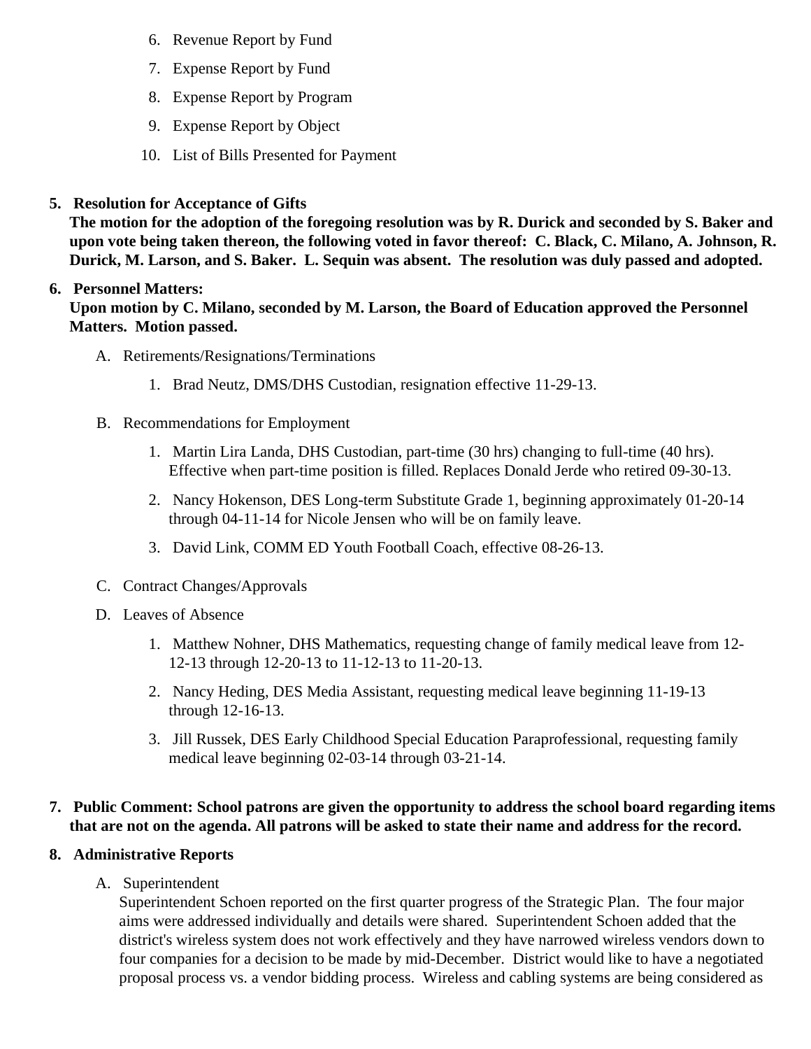6. Revenue Report by Fund
7. Expense Report by Fund
8. Expense Report by Program
9. Expense Report by Object
10. List of Bills Presented for Payment

5. **Resolution for Acceptance of Gifts**
   **The motion for the adoption of the foregoing resolution was by R. Durick and seconded by S. Baker and upon vote being taken thereon, the following voted in favor thereof: C. Black, C. Milano, A. Johnson, R. Durick, M. Larson, and S. Baker. L. Sequin was absent. The resolution was duly passed and adopted.**

6. **Personnel Matters:**
   **Upon motion by C. Milano, seconded by M. Larson, the Board of Education approved the Personnel Matters. Motion passed.**

   A. Retirements/Resignations/Terminations

   1. Brad Neutz, DMS/DHS Custodian, resignation effective 11-29-13.

   B. Recommendations for Employment

   1. Martin Lira Landa, DHS Custodian, part-time (30 hrs) changing to full-time (40 hrs). Effective when part-time position is filled. Replaces Donald Jerde who retired 09-30-13.
   2. Nancy Hokenson, DES Long-term Substitute Grade 1, beginning approximately 01-20-14 through 04-11-14 for Nicole Jensen who will be on family leave.
   3. David Link, COMM ED Youth Football Coach, effective 08-26-13.

   C. Contract Changes/Approvals

   D. Leaves of Absence

   1. Matthew Nohner, DHS Mathematics, requesting change of family medical leave from 12-12-13 through 12-20-13 to 11-12-13 to 11-20-13.
   2. Nancy Heding, DES Media Assistant, requesting medical leave beginning 11-19-13 through 12-16-13.
   3. Jill Russek, DES Early Childhood Special Education Paraprofessional, requesting family medical leave beginning 02-03-14 through 03-21-14.

7. **Public Comment: School patrons are given the opportunity to address the school board regarding items that are not on the agenda. All patrons will be asked to state their name and address for the record.**

8. **Administrative Reports**

   A. Superintendent
   Superintendent Schoen reported on the first quarter progress of the Strategic Plan. The four major aims were addressed individually and details were shared. Superintendent Schoen added that the district's wireless system does not work effectively and they have narrowed wireless vendors down to four companies for a decision to be made by mid-December. District would like to have a negotiated proposal process vs. a vendor bidding process. Wireless and cabling systems are being considered as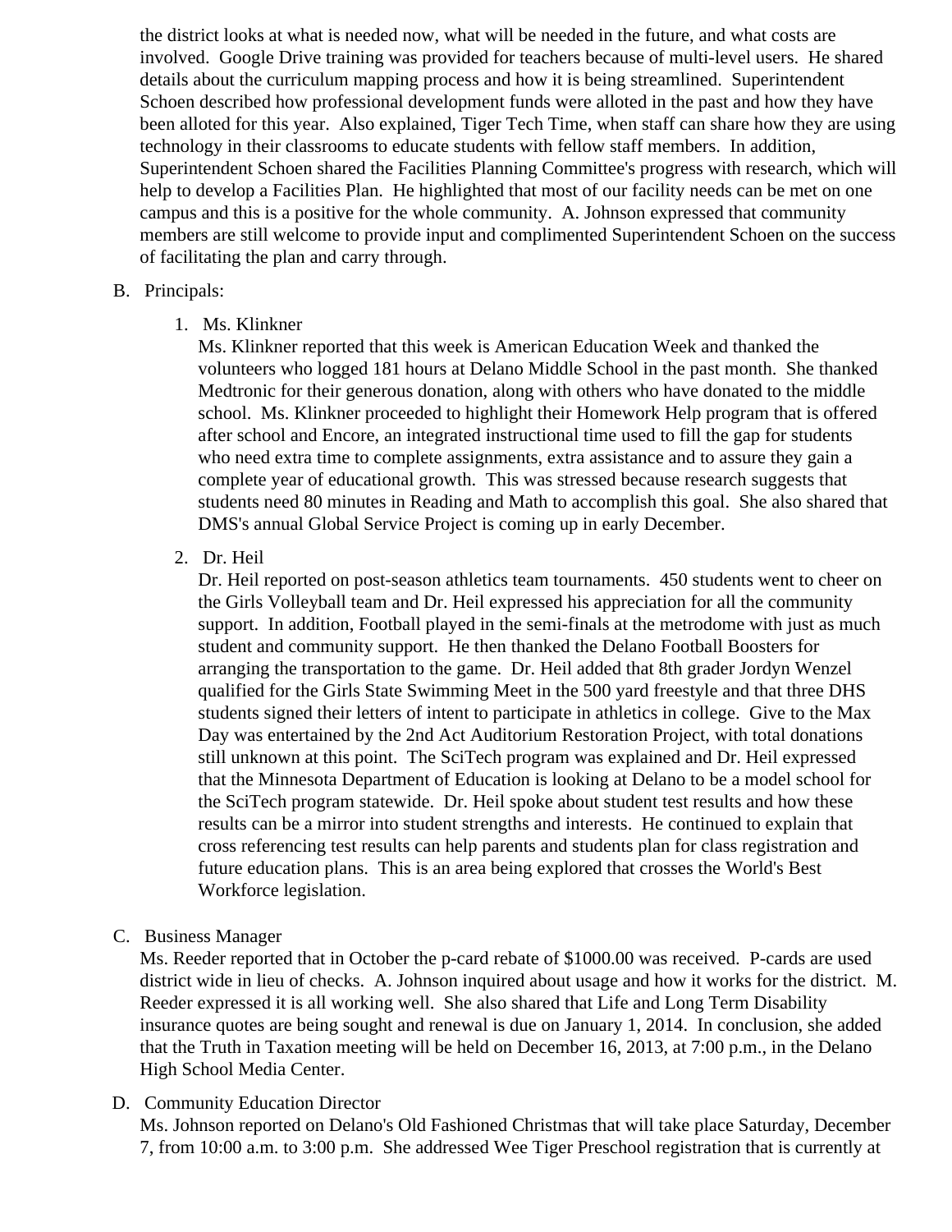the district looks at what is needed now, what will be needed in the future, and what costs are involved. Google Drive training was provided for teachers because of multi-level users. He shared details about the curriculum mapping process and how it is being streamlined. Superintendent Schoen described how professional development funds were alloted in the past and how they have been alloted for this year. Also explained, Tiger Tech Time, when staff can share how they are using technology in their classrooms to educate students with fellow staff members. In addition, Superintendent Schoen shared the Facilities Planning Committee's progress with research, which will help to develop a Facilities Plan. He highlighted that most of our facility needs can be met on one campus and this is a positive for the whole community. A. Johnson expressed that community members are still welcome to provide input and complimented Superintendent Schoen on the success of facilitating the plan and carry through.

B. Principals:

1. Ms. Klinkner
   Ms. Klinkner reported that this week is American Education Week and thanked the volunteers who logged 181 hours at Delano Middle School in the past month. She thanked Medtronic for their generous donation, along with others who have donated to the middle school. Ms. Klinkner proceeded to highlight their Homework Help program that is offered after school and Encore, an integrated instructional time used to fill the gap for students who need extra time to complete assignments, extra assistance and to assure they gain a complete year of educational growth. This was stressed because research suggests that students need 80 minutes in Reading and Math to accomplish this goal. She also shared that DMS's annual Global Service Project is coming up in early December.

2. Dr. Heil
   Dr. Heil reported on post-season athletics team tournaments. 450 students went to cheer on the Girls Volleyball team and Dr. Heil expressed his appreciation for all the community support. In addition, Football played in the semi-finals at the metrodome with just as much student and community support. He then thanked the Delano Football Boosters for arranging the transportation to the game. Dr. Heil added that 8th grader Jordyn Wenzel qualified for the Girls State Swimming Meet in the 500 yard freestyle and that three DHS students signed their letters of intent to participate in athletics in college. Give to the Max Day was entertained by the 2nd Act Auditorium Restoration Project, with total donations still unknown at this point. The SciTech program was explained and Dr. Heil expressed that the Minnesota Department of Education is looking at Delano to be a model school for the SciTech program statewide. Dr. Heil spoke about student test results and how these results can be a mirror into student strengths and interests. He continued to explain that cross referencing test results can help parents and students plan for class registration and future education plans. This is an area being explored that crosses the World's Best Workforce legislation.

C. Business Manager
Ms. Reeder reported that in October the p-card rebate of $1000.00 was received. P-cards are used district wide in lieu of checks. A. Johnson inquired about usage and how it works for the district. M. Reeder expressed it is all working well. She also shared that Life and Long Term Disability insurance quotes are being sought and renewal is due on January 1, 2014. In conclusion, she added that the Truth in Taxation meeting will be held on December 16, 2013, at 7:00 p.m., in the Delano High School Media Center.

D. Community Education Director
Ms. Johnson reported on Delano's Old Fashioned Christmas that will take place Saturday, December 7, from 10:00 a.m. to 3:00 p.m. She addressed Wee Tiger Preschool registration that is currently at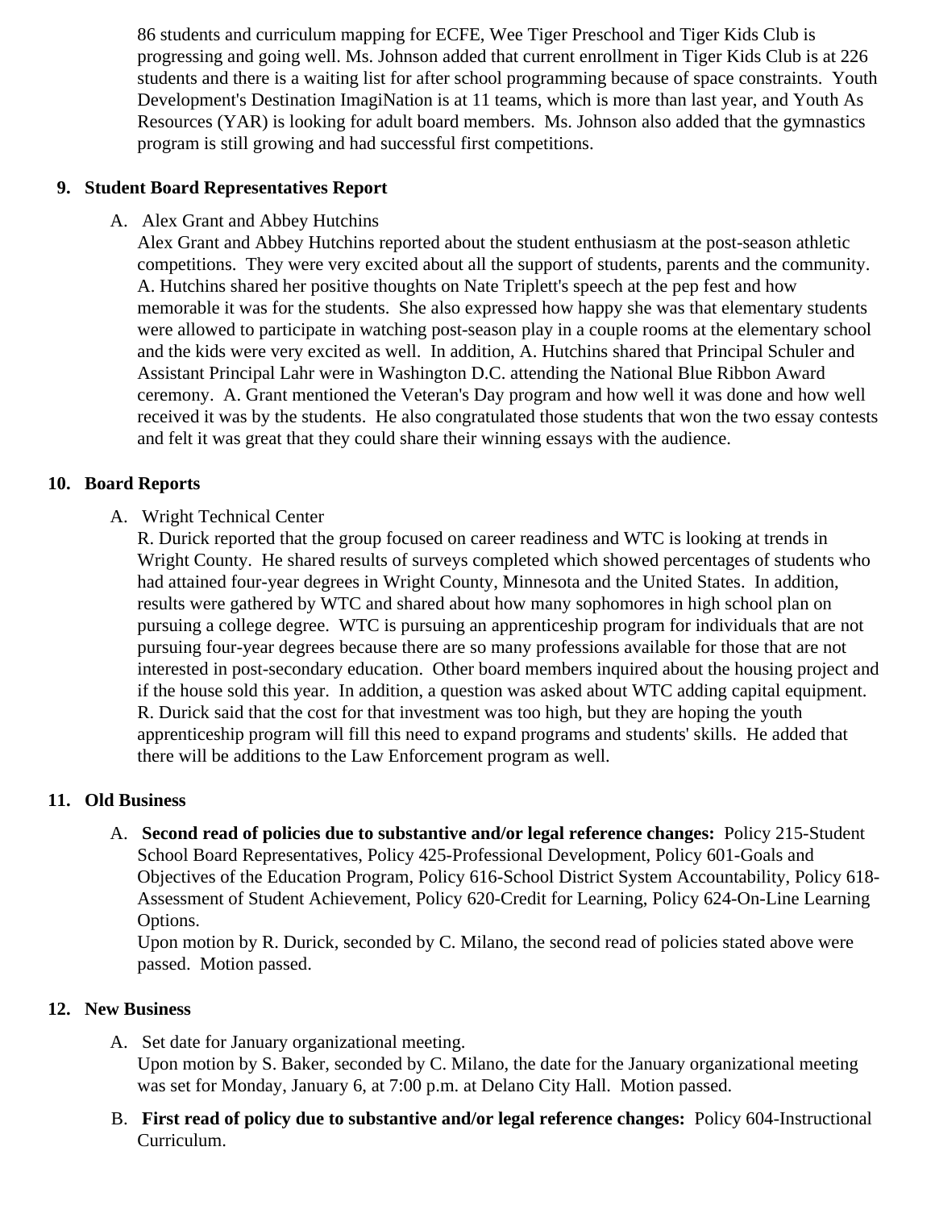86 students and curriculum mapping for ECFE, Wee Tiger Preschool and Tiger Kids Club is progressing and going well. Ms. Johnson added that current enrollment in Tiger Kids Club is at 226 students and there is a waiting list for after school programming because of space constraints. Youth Development's Destination ImagiNation is at 11 teams, which is more than last year, and Youth As Resources (YAR) is looking for adult board members. Ms. Johnson also added that the gymnastics program is still growing and had successful first competitions.

9. **Student Board Representatives Report**

   A. Alex Grant and Abbey Hutchins

   Alex Grant and Abbey Hutchins reported about the student enthusiasm at the post-season athletic competitions. They were very excited about all the support of students, parents and the community. A. Hutchins shared her positive thoughts on Nate Triplett's speech at the pep fest and how memorable it was for the students. She also expressed how happy she was that elementary students were allowed to participate in watching post-season play in a couple rooms at the elementary school and the kids were very excited as well. In addition, A. Hutchins shared that Principal Schuler and Assistant Principal Lahr were in Washington D.C. attending the National Blue Ribbon Award ceremony. A. Grant mentioned the Veteran's Day program and how well it was done and how well received it was by the students. He also congratulated those students that won the two essay contests and felt it was great that they could share their winning essays with the audience.

10. **Board Reports**

    A. Wright Technical Center

    R. Durick reported that the group focused on career readiness and WTC is looking at trends in Wright County. He shared results of surveys completed which showed percentages of students who had attained four-year degrees in Wright County, Minnesota and the United States. In addition, results were gathered by WTC and shared about how many sophomores in high school plan on pursuing a college degree. WTC is pursuing an apprenticeship program for individuals that are not pursuing four-year degrees because there are so many professions available for those that are not interested in post-secondary education. Other board members inquired about the housing project and if the house sold this year. In addition, a question was asked about WTC adding capital equipment. R. Durick said that the cost for that investment was too high, but they are hoping the youth apprenticeship program will fill this need to expand programs and students' skills. He added that there will be additions to the Law Enforcement program as well.

11. **Old Business**

    A. **Second read of policies due to substantive and/or legal reference changes:** Policy 215-Student School Board Representatives, Policy 425-Professional Development, Policy 601-Goals and Objectives of the Education Program, Policy 616-School District System Accountability, Policy 618-Assessment of Student Achievement, Policy 620-Credit for Learning, Policy 624-On-Line Learning Options.

    Upon motion by R. Durick, seconded by C. Milano, the second read of policies stated above were passed. Motion passed.

12. **New Business**

    A. Set date for January organizational meeting.

    Upon motion by S. Baker, seconded by C. Milano, the date for the January organizational meeting was set for Monday, January 6, at 7:00 p.m. at Delano City Hall. Motion passed.

    B. **First read of policy due to substantive and/or legal reference changes:** Policy 604-Instructional Curriculum.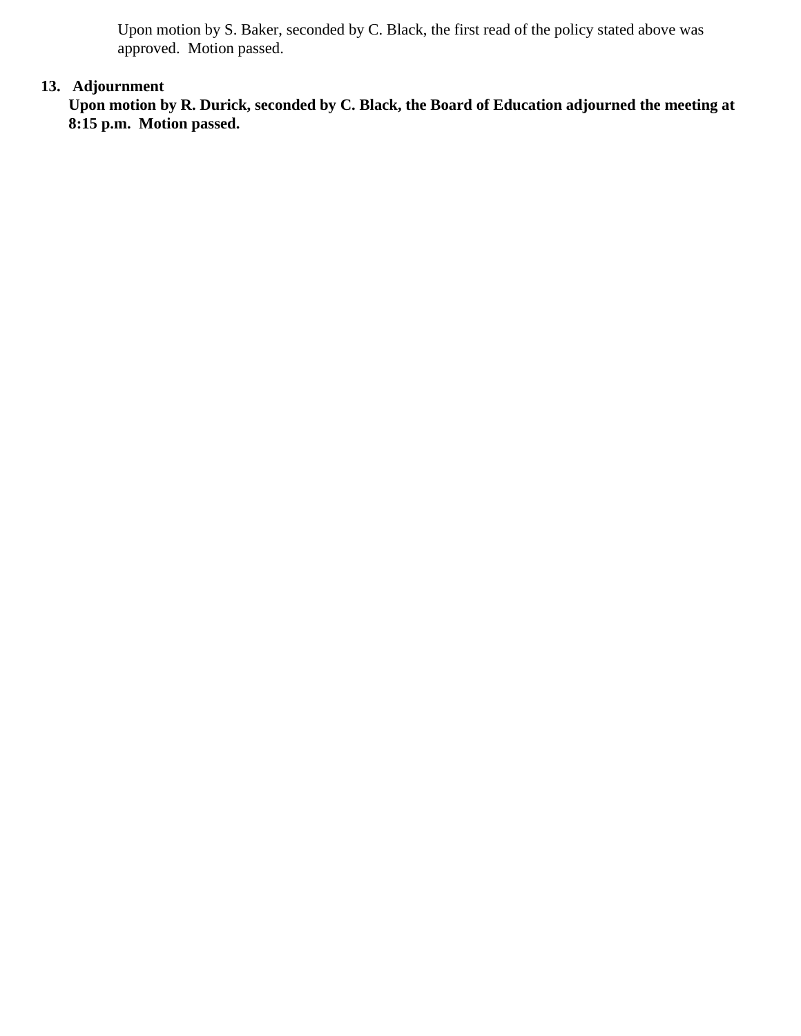Upon motion by S. Baker, seconded by C. Black, the first read of the policy stated above was approved. Motion passed.

13. **Adjournment**

**Upon motion by R. Durick, seconded by C. Black, the Board of Education adjourned the meeting at 8:15 p.m. Motion passed.**